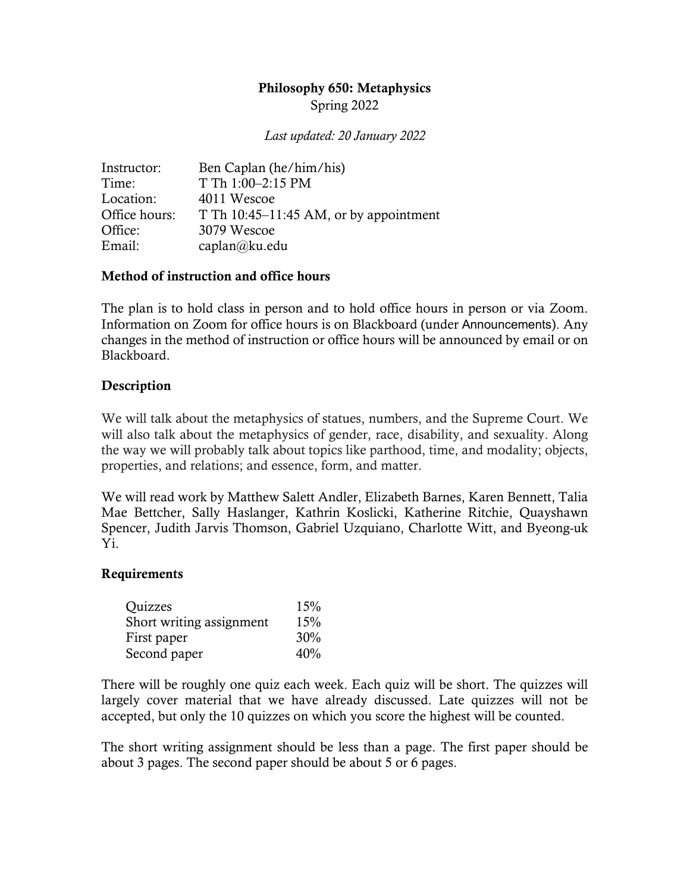# Philosophy 650: Metaphysics

Spring 2022

*Last updated: 20 January 2022*

| | |
|---|---|
| Instructor: | Ben Caplan (he/him/his) |
| Time: | T Th 1:00–2:15 PM |
| Location: | 4011 Wescoe |
| Office hours: | T Th 10:45–11:45 AM, or by appointment |
| Office: | 3079 Wescoe |
| Email: | caplan@ku.edu |

## Method of instruction and office hours

The plan is to hold class in person and to hold office hours in person or via Zoom. Information on Zoom for office hours is on Blackboard (under Announcements). Any changes in the method of instruction or office hours will be announced by email or on Blackboard.

## Description

We will talk about the metaphysics of statues, numbers, and the Supreme Court. We will also talk about the metaphysics of gender, race, disability, and sexuality. Along the way we will probably talk about topics like parthood, time, and modality; objects, properties, and relations; and essence, form, and matter.

We will read work by Matthew Salett Andler, Elizabeth Barnes, Karen Bennett, Talia Mae Bettcher, Sally Haslanger, Kathrin Koslicki, Katherine Ritchie, Quayshawn Spencer, Judith Jarvis Thomson, Gabriel Uzquiano, Charlotte Witt, and Byeong-uk Yi.

## Requirements

| | |
|---|---|
| Quizzes | 15% |
| Short writing assignment | 15% |
| First paper | 30% |
| Second paper | 40% |

There will be roughly one quiz each week. Each quiz will be short. The quizzes will largely cover material that we have already discussed. Late quizzes will not be accepted, but only the 10 quizzes on which you score the highest will be counted.

The short writing assignment should be less than a page. The first paper should be about 3 pages. The second paper should be about 5 or 6 pages.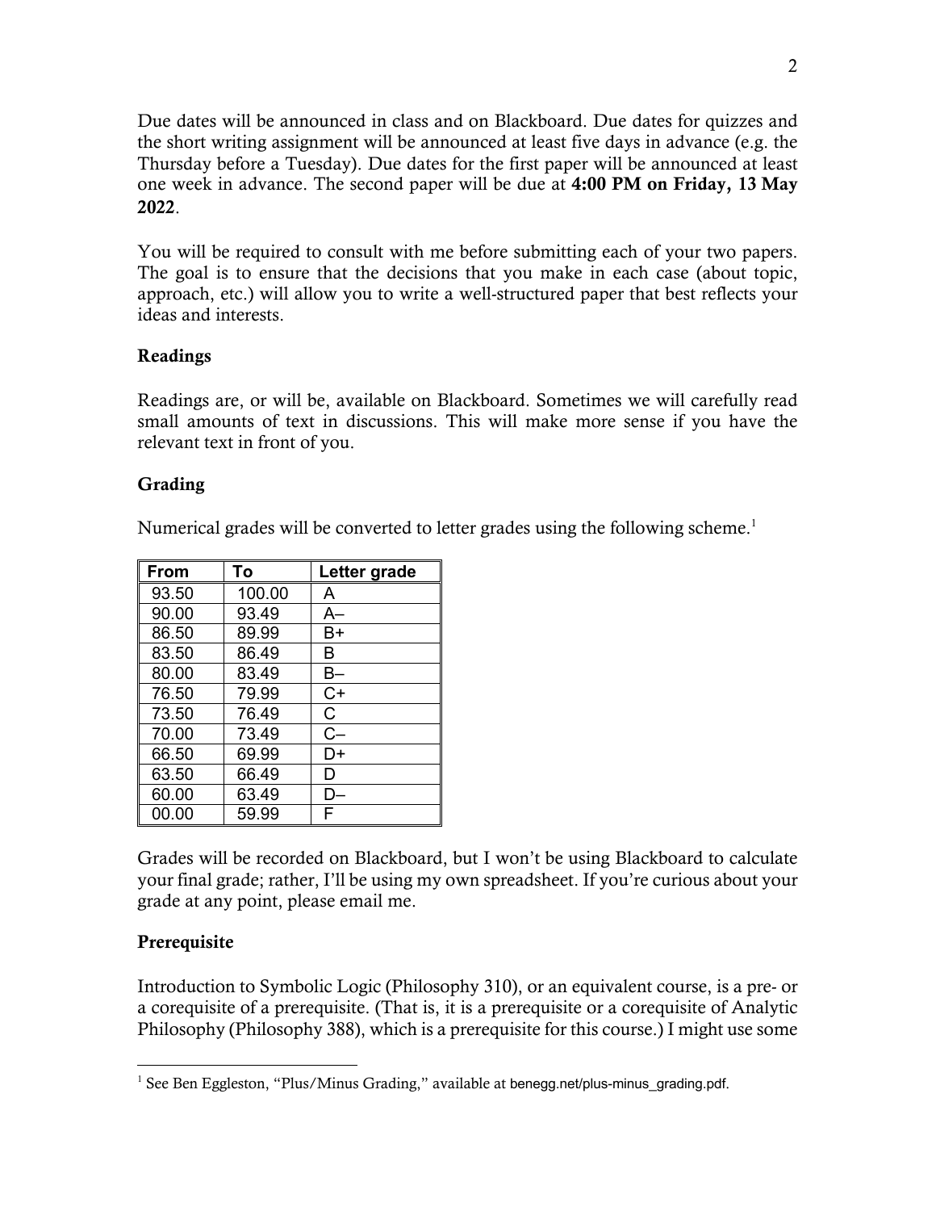Due dates will be announced in class and on Blackboard. Due dates for quizzes and the short writing assignment will be announced at least five days in advance (e.g. the Thursday before a Tuesday). Due dates for the first paper will be announced at least one week in advance. The second paper will be due at **4:00 PM on Friday, 13 May 2022**.

You will be required to consult with me before submitting each of your two papers. The goal is to ensure that the decisions that you make in each case (about topic, approach, etc.) will allow you to write a well-structured paper that best reflects your ideas and interests.

### Readings

Readings are, or will be, available on Blackboard. Sometimes we will carefully read small amounts of text in discussions. This will make more sense if you have the relevant text in front of you.

### Grading

Numerical grades will be converted to letter grades using the following scheme.[1]

| From | To | Letter grade |
|---|---|---|
| 93.50 | 100.00 | A |
| 90.00 | 93.49 | A– |
| 86.50 | 89.99 | B+ |
| 83.50 | 86.49 | B |
| 80.00 | 83.49 | B– |
| 76.50 | 79.99 | C+ |
| 73.50 | 76.49 | C |
| 70.00 | 73.49 | C– |
| 66.50 | 69.99 | D+ |
| 63.50 | 66.49 | D |
| 60.00 | 63.49 | D– |
| 00.00 | 59.99 | F |

Grades will be recorded on Blackboard, but I won't be using Blackboard to calculate your final grade; rather, I'll be using my own spreadsheet. If you're curious about your grade at any point, please email me.

### Prerequisite

Introduction to Symbolic Logic (Philosophy 310), or an equivalent course, is a pre- or a corequisite of a prerequisite. (That is, it is a prerequisite or a corequisite of Analytic Philosophy (Philosophy 388), which is a prerequisite for this course.) I might use some

[1] See Ben Eggleston, "Plus/Minus Grading," available at benegg.net/plus-minus_grading.pdf.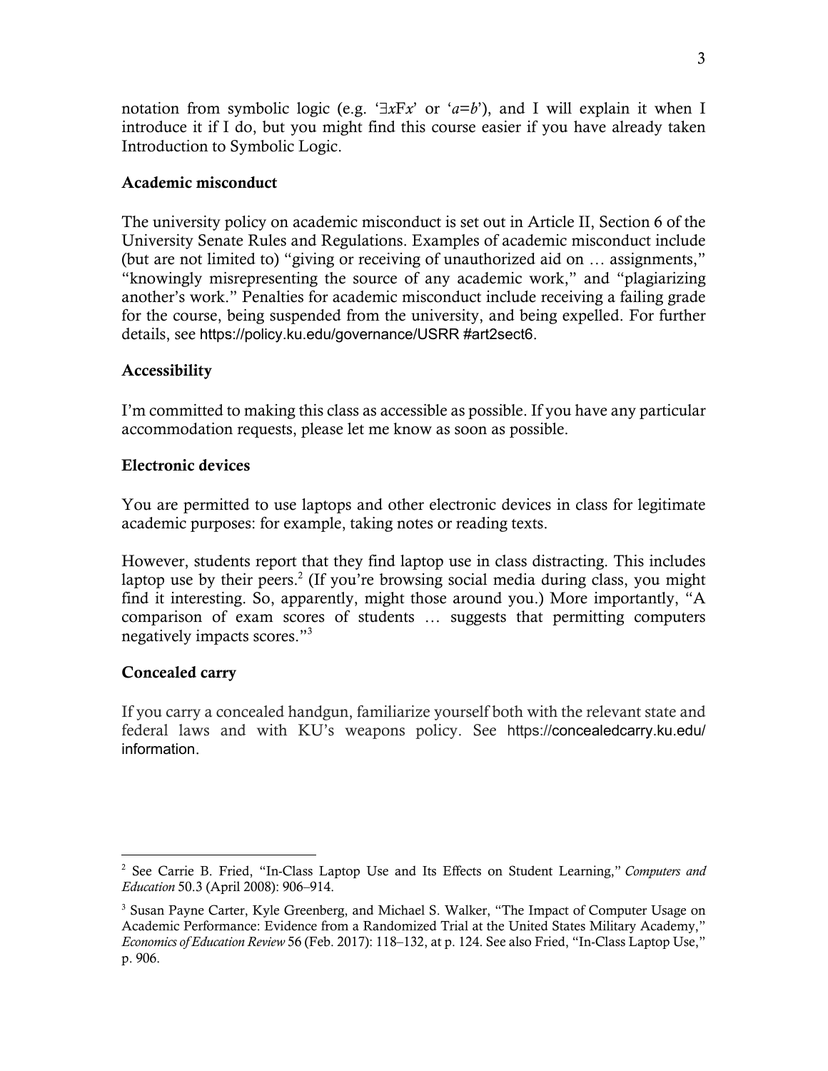notation from symbolic logic (e.g. '$\exists x Fx$' or '$a=b$'), and I will explain it when I introduce it if I do, but you might find this course easier if you have already taken Introduction to Symbolic Logic.

### Academic misconduct

The university policy on academic misconduct is set out in Article II, Section 6 of the University Senate Rules and Regulations. Examples of academic misconduct include (but are not limited to) "giving or receiving of unauthorized aid on … assignments," "knowingly misrepresenting the source of any academic work," and "plagiarizing another's work." Penalties for academic misconduct include receiving a failing grade for the course, being suspended from the university, and being expelled. For further details, see https://policy.ku.edu/governance/USRR #art2sect6.

### Accessibility

I'm committed to making this class as accessible as possible. If you have any particular accommodation requests, please let me know as soon as possible.

### Electronic devices

You are permitted to use laptops and other electronic devices in class for legitimate academic purposes: for example, taking notes or reading texts.

However, students report that they find laptop use in class distracting. This includes laptop use by their peers.[2] (If you're browsing social media during class, you might find it interesting. So, apparently, might those around you.) More importantly, "A comparison of exam scores of students … suggests that permitting computers negatively impacts scores."[3]

### Concealed carry

If you carry a concealed handgun, familiarize yourself both with the relevant state and federal laws and with KU's weapons policy. See https://concealedcarry.ku.edu/information.

---

[2] See Carrie B. Fried, "In-Class Laptop Use and Its Effects on Student Learning," *Computers and Education* 50.3 (April 2008): 906–914.

[3] Susan Payne Carter, Kyle Greenberg, and Michael S. Walker, "The Impact of Computer Usage on Academic Performance: Evidence from a Randomized Trial at the United States Military Academy," *Economics of Education Review* 56 (Feb. 2017): 118–132, at p. 124. See also Fried, "In-Class Laptop Use," p. 906.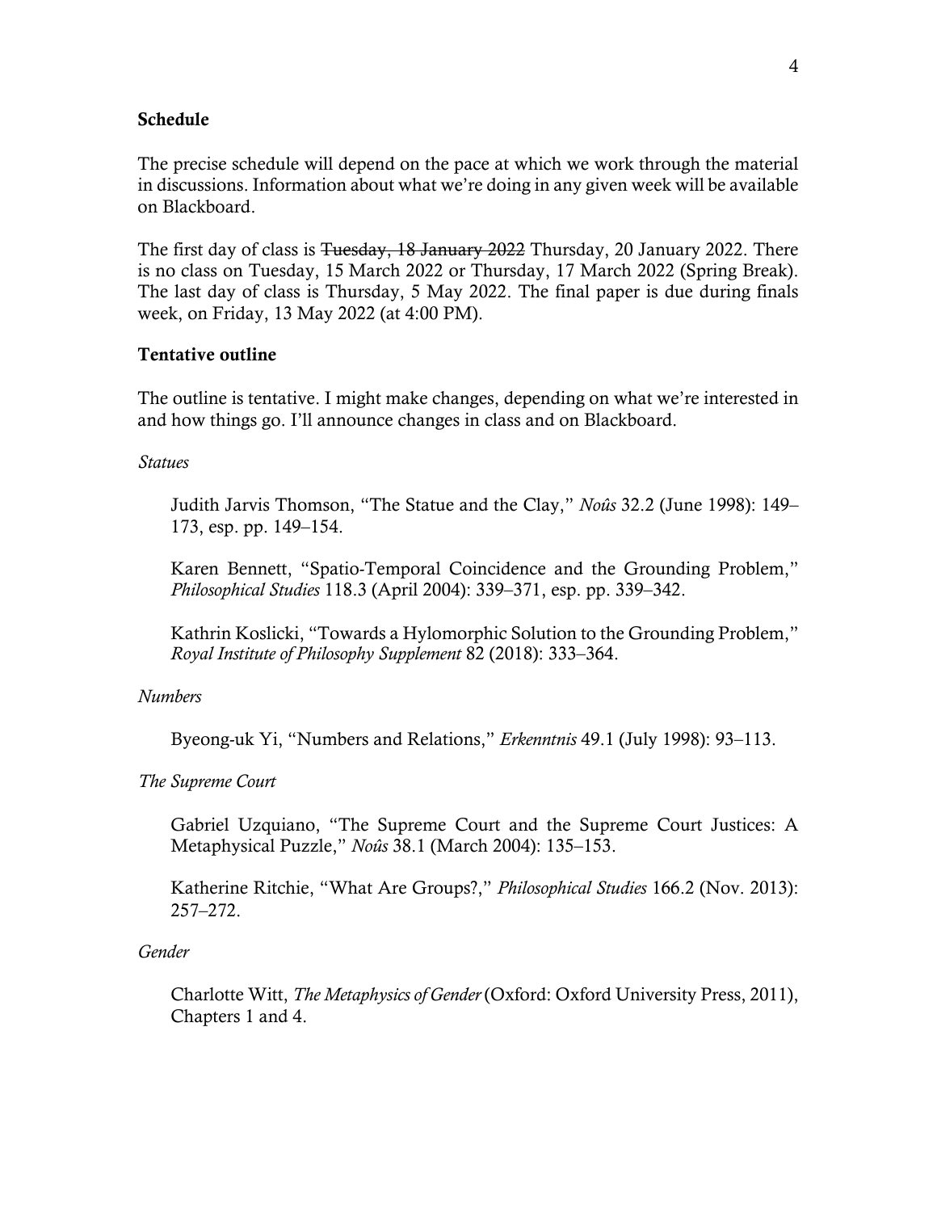**Schedule**

The precise schedule will depend on the pace at which we work through the material in discussions. Information about what we're doing in any given week will be available on Blackboard.

The first day of class is ~~Tuesday, 18 January 2022~~ Thursday, 20 January 2022. There is no class on Tuesday, 15 March 2022 or Thursday, 17 March 2022 (Spring Break). The last day of class is Thursday, 5 May 2022. The final paper is due during finals week, on Friday, 13 May 2022 (at 4:00 PM).

**Tentative outline**

The outline is tentative. I might make changes, depending on what we're interested in and how things go. I'll announce changes in class and on Blackboard.

*Statues*

> Judith Jarvis Thomson, "The Statue and the Clay," *Noûs* 32.2 (June 1998): 149–173, esp. pp. 149–154.
>
> Karen Bennett, "Spatio-Temporal Coincidence and the Grounding Problem," *Philosophical Studies* 118.3 (April 2004): 339–371, esp. pp. 339–342.
>
> Kathrin Koslicki, "Towards a Hylomorphic Solution to the Grounding Problem," *Royal Institute of Philosophy Supplement* 82 (2018): 333–364.

*Numbers*

> Byeong-uk Yi, "Numbers and Relations," *Erkenntnis* 49.1 (July 1998): 93–113.

*The Supreme Court*

> Gabriel Uzquiano, "The Supreme Court and the Supreme Court Justices: A Metaphysical Puzzle," *Noûs* 38.1 (March 2004): 135–153.
>
> Katherine Ritchie, "What Are Groups?," *Philosophical Studies* 166.2 (Nov. 2013): 257–272.

*Gender*

> Charlotte Witt, *The Metaphysics of Gender* (Oxford: Oxford University Press, 2011), Chapters 1 and 4.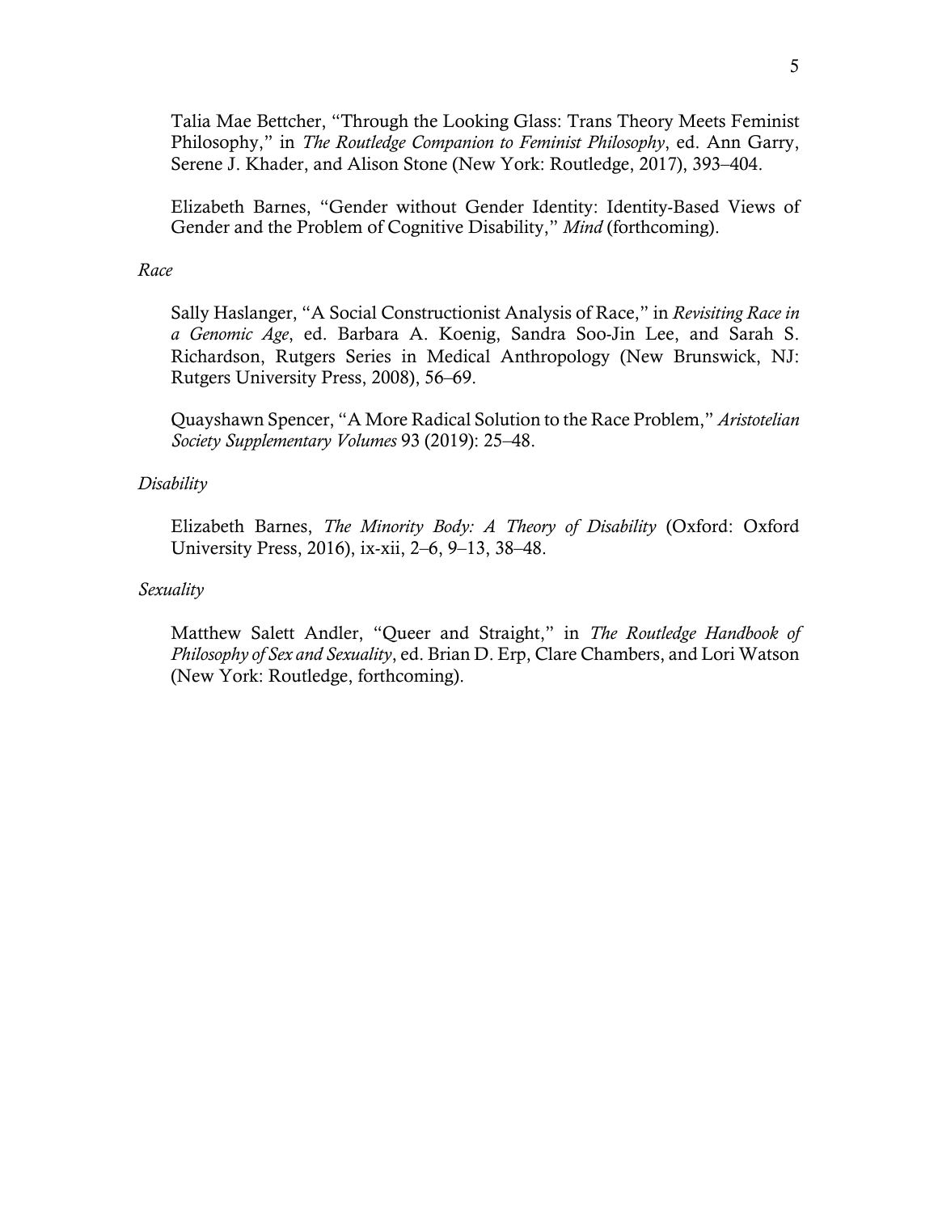Talia Mae Bettcher, "Through the Looking Glass: Trans Theory Meets Feminist Philosophy," in *The Routledge Companion to Feminist Philosophy*, ed. Ann Garry, Serene J. Khader, and Alison Stone (New York: Routledge, 2017), 393–404.

Elizabeth Barnes, "Gender without Gender Identity: Identity-Based Views of Gender and the Problem of Cognitive Disability," *Mind* (forthcoming).

*Race*

Sally Haslanger, "A Social Constructionist Analysis of Race," in *Revisiting Race in a Genomic Age*, ed. Barbara A. Koenig, Sandra Soo-Jin Lee, and Sarah S. Richardson, Rutgers Series in Medical Anthropology (New Brunswick, NJ: Rutgers University Press, 2008), 56–69.

Quayshawn Spencer, "A More Radical Solution to the Race Problem," *Aristotelian Society Supplementary Volumes* 93 (2019): 25–48.

*Disability*

Elizabeth Barnes, *The Minority Body: A Theory of Disability* (Oxford: Oxford University Press, 2016), ix-xii, 2–6, 9–13, 38–48.

*Sexuality*

Matthew Salett Andler, "Queer and Straight," in *The Routledge Handbook of Philosophy of Sex and Sexuality*, ed. Brian D. Erp, Clare Chambers, and Lori Watson (New York: Routledge, forthcoming).